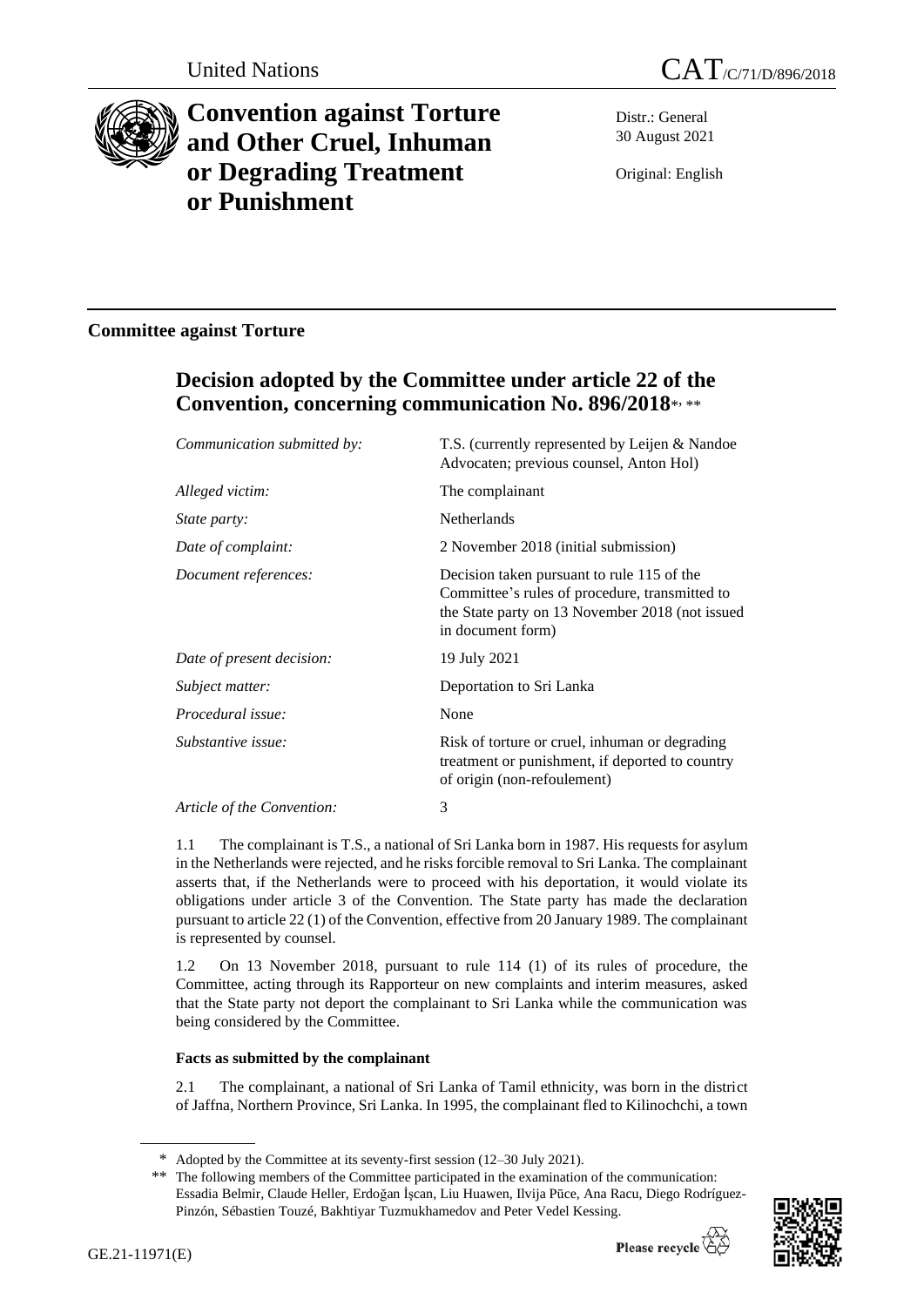United Nations

CAT/C/71/D/896/2018

# Convention against Torture and Other Cruel, Inhuman or Degrading Treatment or Punishment

Distr.: General
30 August 2021

Original: English

## Committee against Torture

## Decision adopted by the Committee under article 22 of the Convention, concerning communication No. 896/2018*, **

| | |
|---|---|
| *Communication submitted by:* | T.S. (currently represented by Leijen & Nandoe Advocaten; previous counsel, Anton Hol) |
| *Alleged victim:* | The complainant |
| *State party:* | Netherlands |
| *Date of complaint:* | 2 November 2018 (initial submission) |
| *Document references:* | Decision taken pursuant to rule 115 of the Committee's rules of procedure, transmitted to the State party on 13 November 2018 (not issued in document form) |
| *Date of present decision:* | 19 July 2021 |
| *Subject matter:* | Deportation to Sri Lanka |
| *Procedural issue:* | None |
| *Substantive issue:* | Risk of torture or cruel, inhuman or degrading treatment or punishment, if deported to country of origin (non-refoulement) |
| *Article of the Convention:* | 3 |

1.1 The complainant is T.S., a national of Sri Lanka born in 1987. His requests for asylum in the Netherlands were rejected, and he risks forcible removal to Sri Lanka. The complainant asserts that, if the Netherlands were to proceed with his deportation, it would violate its obligations under article 3 of the Convention. The State party has made the declaration pursuant to article 22 (1) of the Convention, effective from 20 January 1989. The complainant is represented by counsel.

1.2 On 13 November 2018, pursuant to rule 114 (1) of its rules of procedure, the Committee, acting through its Rapporteur on new complaints and interim measures, asked that the State party not deport the complainant to Sri Lanka while the communication was being considered by the Committee.

### Facts as submitted by the complainant

2.1 The complainant, a national of Sri Lanka of Tamil ethnicity, was born in the district of Jaffna, Northern Province, Sri Lanka. In 1995, the complainant fled to Kilinochchi, a town

---

\* Adopted by the Committee at its seventy-first session (12–30 July 2021).

\*\* The following members of the Committee participated in the examination of the communication: Essadia Belmir, Claude Heller, Erdoğan İşcan, Liu Huawen, Ilvija Pūce, Ana Racu, Diego Rodríguez-Pinzón, Sébastien Touzé, Bakhtiyar Tuzmukhamedov and Peter Vedel Kessing.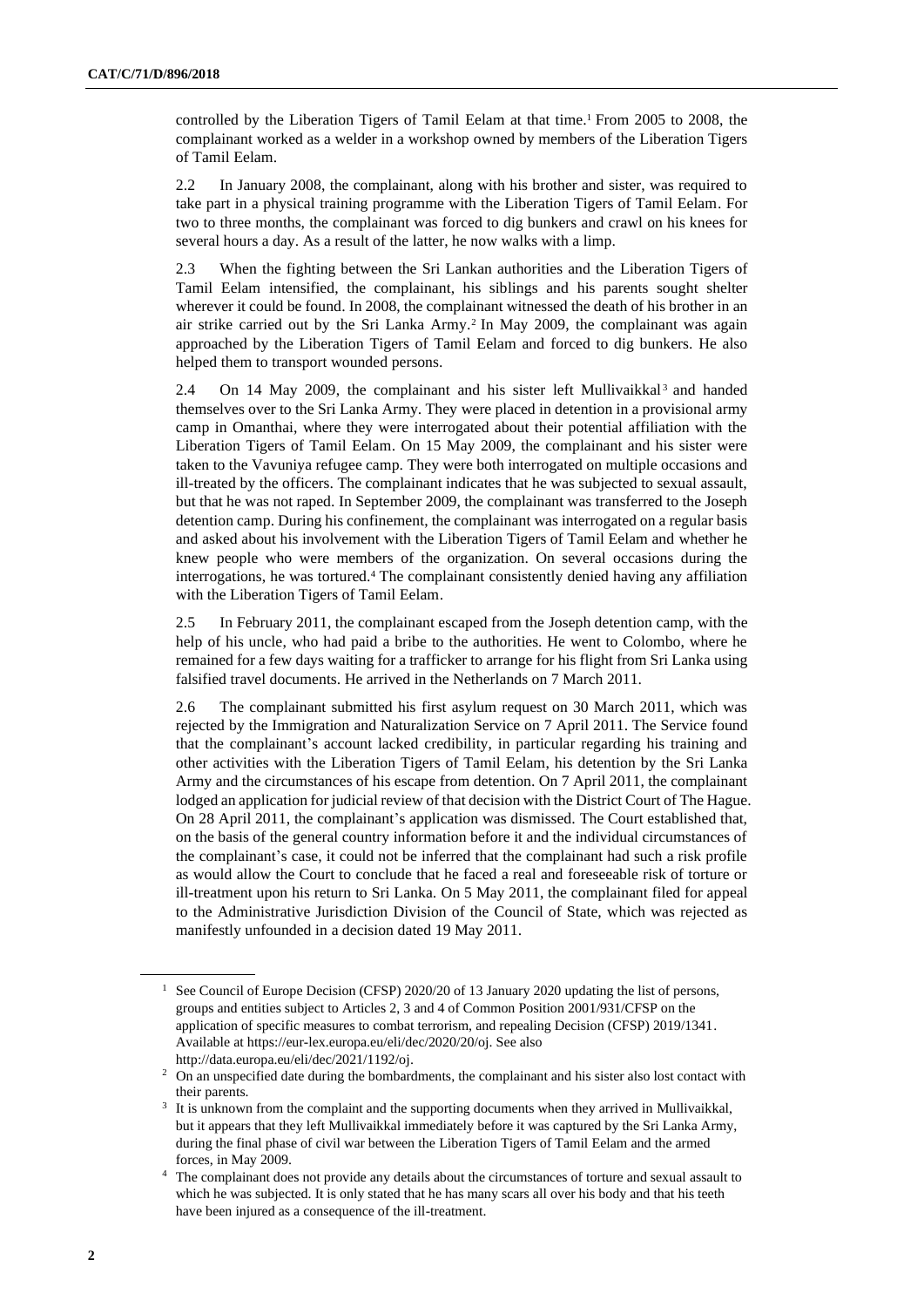controlled by the Liberation Tigers of Tamil Eelam at that time.[1] From 2005 to 2008, the complainant worked as a welder in a workshop owned by members of the Liberation Tigers of Tamil Eelam.

2.2 In January 2008, the complainant, along with his brother and sister, was required to take part in a physical training programme with the Liberation Tigers of Tamil Eelam. For two to three months, the complainant was forced to dig bunkers and crawl on his knees for several hours a day. As a result of the latter, he now walks with a limp.

2.3 When the fighting between the Sri Lankan authorities and the Liberation Tigers of Tamil Eelam intensified, the complainant, his siblings and his parents sought shelter wherever it could be found. In 2008, the complainant witnessed the death of his brother in an air strike carried out by the Sri Lanka Army.[2] In May 2009, the complainant was again approached by the Liberation Tigers of Tamil Eelam and forced to dig bunkers. He also helped them to transport wounded persons.

2.4 On 14 May 2009, the complainant and his sister left Mullivaikkal[3] and handed themselves over to the Sri Lanka Army. They were placed in detention in a provisional army camp in Omanthai, where they were interrogated about their potential affiliation with the Liberation Tigers of Tamil Eelam. On 15 May 2009, the complainant and his sister were taken to the Vavuniya refugee camp. They were both interrogated on multiple occasions and ill-treated by the officers. The complainant indicates that he was subjected to sexual assault, but that he was not raped. In September 2009, the complainant was transferred to the Joseph detention camp. During his confinement, the complainant was interrogated on a regular basis and asked about his involvement with the Liberation Tigers of Tamil Eelam and whether he knew people who were members of the organization. On several occasions during the interrogations, he was tortured.[4] The complainant consistently denied having any affiliation with the Liberation Tigers of Tamil Eelam.

2.5 In February 2011, the complainant escaped from the Joseph detention camp, with the help of his uncle, who had paid a bribe to the authorities. He went to Colombo, where he remained for a few days waiting for a trafficker to arrange for his flight from Sri Lanka using falsified travel documents. He arrived in the Netherlands on 7 March 2011.

2.6 The complainant submitted his first asylum request on 30 March 2011, which was rejected by the Immigration and Naturalization Service on 7 April 2011. The Service found that the complainant's account lacked credibility, in particular regarding his training and other activities with the Liberation Tigers of Tamil Eelam, his detention by the Sri Lanka Army and the circumstances of his escape from detention. On 7 April 2011, the complainant lodged an application for judicial review of that decision with the District Court of The Hague. On 28 April 2011, the complainant's application was dismissed. The Court established that, on the basis of the general country information before it and the individual circumstances of the complainant's case, it could not be inferred that the complainant had such a risk profile as would allow the Court to conclude that he faced a real and foreseeable risk of torture or ill-treatment upon his return to Sri Lanka. On 5 May 2011, the complainant filed for appeal to the Administrative Jurisdiction Division of the Council of State, which was rejected as manifestly unfounded in a decision dated 19 May 2011.

---

[1] See Council of Europe Decision (CFSP) 2020/20 of 13 January 2020 updating the list of persons, groups and entities subject to Articles 2, 3 and 4 of Common Position 2001/931/CFSP on the application of specific measures to combat terrorism, and repealing Decision (CFSP) 2019/1341. Available at https://eur-lex.europa.eu/eli/dec/2020/20/oj. See also http://data.europa.eu/eli/dec/2021/1192/oj.

[2] On an unspecified date during the bombardments, the complainant and his sister also lost contact with their parents.

[3] It is unknown from the complaint and the supporting documents when they arrived in Mullivaikkal, but it appears that they left Mullivaikkal immediately before it was captured by the Sri Lanka Army, during the final phase of civil war between the Liberation Tigers of Tamil Eelam and the armed forces, in May 2009.

[4] The complainant does not provide any details about the circumstances of torture and sexual assault to which he was subjected. It is only stated that he has many scars all over his body and that his teeth have been injured as a consequence of the ill-treatment.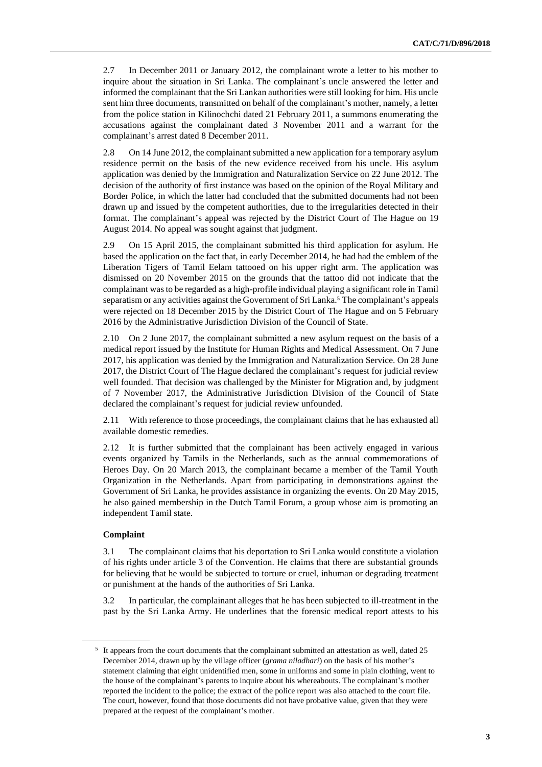2.7 In December 2011 or January 2012, the complainant wrote a letter to his mother to inquire about the situation in Sri Lanka. The complainant's uncle answered the letter and informed the complainant that the Sri Lankan authorities were still looking for him. His uncle sent him three documents, transmitted on behalf of the complainant's mother, namely, a letter from the police station in Kilinochchi dated 21 February 2011, a summons enumerating the accusations against the complainant dated 3 November 2011 and a warrant for the complainant's arrest dated 8 December 2011.

2.8 On 14 June 2012, the complainant submitted a new application for a temporary asylum residence permit on the basis of the new evidence received from his uncle. His asylum application was denied by the Immigration and Naturalization Service on 22 June 2012. The decision of the authority of first instance was based on the opinion of the Royal Military and Border Police, in which the latter had concluded that the submitted documents had not been drawn up and issued by the competent authorities, due to the irregularities detected in their format. The complainant's appeal was rejected by the District Court of The Hague on 19 August 2014. No appeal was sought against that judgment.

2.9 On 15 April 2015, the complainant submitted his third application for asylum. He based the application on the fact that, in early December 2014, he had had the emblem of the Liberation Tigers of Tamil Eelam tattooed on his upper right arm. The application was dismissed on 20 November 2015 on the grounds that the tattoo did not indicate that the complainant was to be regarded as a high-profile individual playing a significant role in Tamil separatism or any activities against the Government of Sri Lanka.[5] The complainant's appeals were rejected on 18 December 2015 by the District Court of The Hague and on 5 February 2016 by the Administrative Jurisdiction Division of the Council of State.

2.10 On 2 June 2017, the complainant submitted a new asylum request on the basis of a medical report issued by the Institute for Human Rights and Medical Assessment. On 7 June 2017, his application was denied by the Immigration and Naturalization Service. On 28 June 2017, the District Court of The Hague declared the complainant's request for judicial review well founded. That decision was challenged by the Minister for Migration and, by judgment of 7 November 2017, the Administrative Jurisdiction Division of the Council of State declared the complainant's request for judicial review unfounded.

2.11 With reference to those proceedings, the complainant claims that he has exhausted all available domestic remedies.

2.12 It is further submitted that the complainant has been actively engaged in various events organized by Tamils in the Netherlands, such as the annual commemorations of Heroes Day. On 20 March 2013, the complainant became a member of the Tamil Youth Organization in the Netherlands. Apart from participating in demonstrations against the Government of Sri Lanka, he provides assistance in organizing the events. On 20 May 2015, he also gained membership in the Dutch Tamil Forum, a group whose aim is promoting an independent Tamil state.

### Complaint

3.1 The complainant claims that his deportation to Sri Lanka would constitute a violation of his rights under article 3 of the Convention. He claims that there are substantial grounds for believing that he would be subjected to torture or cruel, inhuman or degrading treatment or punishment at the hands of the authorities of Sri Lanka.

3.2 In particular, the complainant alleges that he has been subjected to ill-treatment in the past by the Sri Lanka Army. He underlines that the forensic medical report attests to his

---

[5] It appears from the court documents that the complainant submitted an attestation as well, dated 25 December 2014, drawn up by the village officer (*grama niladhari*) on the basis of his mother's statement claiming that eight unidentified men, some in uniforms and some in plain clothing, went to the house of the complainant's parents to inquire about his whereabouts. The complainant's mother reported the incident to the police; the extract of the police report was also attached to the court file. The court, however, found that those documents did not have probative value, given that they were prepared at the request of the complainant's mother.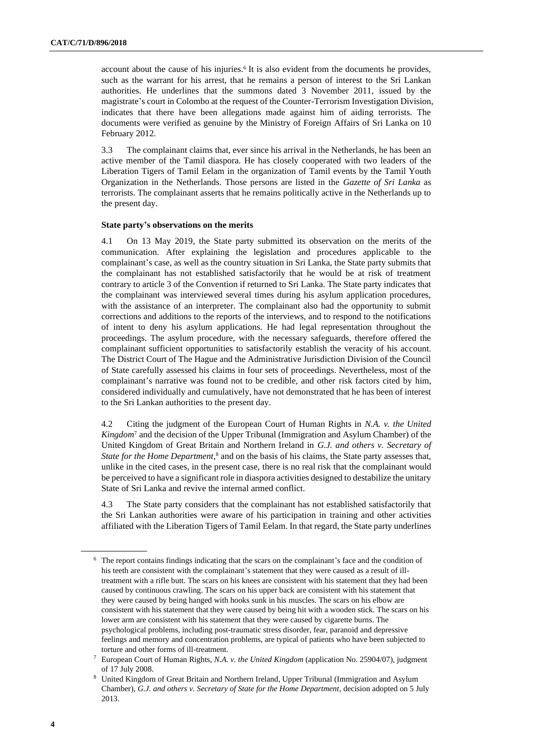account about the cause of his injuries.[6] It is also evident from the documents he provides, such as the warrant for his arrest, that he remains a person of interest to the Sri Lankan authorities. He underlines that the summons dated 3 November 2011, issued by the magistrate's court in Colombo at the request of the Counter-Terrorism Investigation Division, indicates that there have been allegations made against him of aiding terrorists. The documents were verified as genuine by the Ministry of Foreign Affairs of Sri Lanka on 10 February 2012.

3.3 The complainant claims that, ever since his arrival in the Netherlands, he has been an active member of the Tamil diaspora. He has closely cooperated with two leaders of the Liberation Tigers of Tamil Eelam in the organization of Tamil events by the Tamil Youth Organization in the Netherlands. Those persons are listed in the *Gazette of Sri Lanka* as terrorists. The complainant asserts that he remains politically active in the Netherlands up to the present day.

**State party's observations on the merits**

4.1 On 13 May 2019, the State party submitted its observation on the merits of the communication. After explaining the legislation and procedures applicable to the complainant's case, as well as the country situation in Sri Lanka, the State party submits that the complainant has not established satisfactorily that he would be at risk of treatment contrary to article 3 of the Convention if returned to Sri Lanka. The State party indicates that the complainant was interviewed several times during his asylum application procedures, with the assistance of an interpreter. The complainant also had the opportunity to submit corrections and additions to the reports of the interviews, and to respond to the notifications of intent to deny his asylum applications. He had legal representation throughout the proceedings. The asylum procedure, with the necessary safeguards, therefore offered the complainant sufficient opportunities to satisfactorily establish the veracity of his account. The District Court of The Hague and the Administrative Jurisdiction Division of the Council of State carefully assessed his claims in four sets of proceedings. Nevertheless, most of the complainant's narrative was found not to be credible, and other risk factors cited by him, considered individually and cumulatively, have not demonstrated that he has been of interest to the Sri Lankan authorities to the present day.

4.2 Citing the judgment of the European Court of Human Rights in *N.A. v. the United Kingdom*[7] and the decision of the Upper Tribunal (Immigration and Asylum Chamber) of the United Kingdom of Great Britain and Northern Ireland in *G.J. and others v. Secretary of State for the Home Department*,[8] and on the basis of his claims, the State party assesses that, unlike in the cited cases, in the present case, there is no real risk that the complainant would be perceived to have a significant role in diaspora activities designed to destabilize the unitary State of Sri Lanka and revive the internal armed conflict.

4.3 The State party considers that the complainant has not established satisfactorily that the Sri Lankan authorities were aware of his participation in training and other activities affiliated with the Liberation Tigers of Tamil Eelam. In that regard, the State party underlines

---

[6] The report contains findings indicating that the scars on the complainant's face and the condition of his teeth are consistent with the complainant's statement that they were caused as a result of ill-treatment with a rifle butt. The scars on his knees are consistent with his statement that they had been caused by continuous crawling. The scars on his upper back are consistent with his statement that they were caused by being hanged with hooks sunk in his muscles. The scars on his elbow are consistent with his statement that they were caused by being hit with a wooden stick. The scars on his lower arm are consistent with his statement that they were caused by cigarette burns. The psychological problems, including post-traumatic stress disorder, fear, paranoid and depressive feelings and memory and concentration problems, are typical of patients who have been subjected to torture and other forms of ill-treatment.

[7] European Court of Human Rights, *N.A. v. the United Kingdom* (application No. 25904/07), judgment of 17 July 2008.

[8] United Kingdom of Great Britain and Northern Ireland, Upper Tribunal (Immigration and Asylum Chamber), *G.J. and others v. Secretary of State for the Home Department*, decision adopted on 5 July 2013.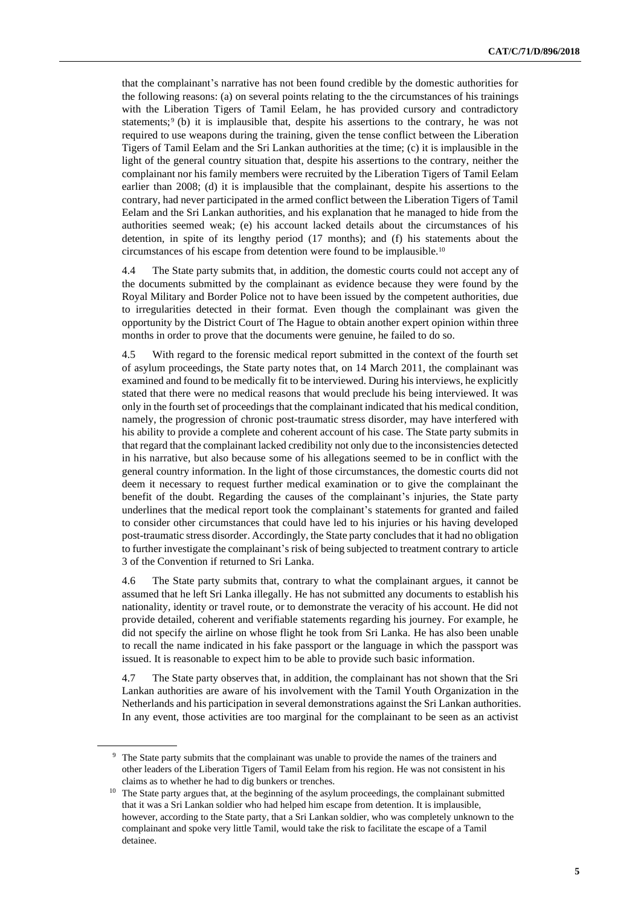that the complainant's narrative has not been found credible by the domestic authorities for the following reasons: (a) on several points relating to the the circumstances of his trainings with the Liberation Tigers of Tamil Eelam, he has provided cursory and contradictory statements;[9] (b) it is implausible that, despite his assertions to the contrary, he was not required to use weapons during the training, given the tense conflict between the Liberation Tigers of Tamil Eelam and the Sri Lankan authorities at the time; (c) it is implausible in the light of the general country situation that, despite his assertions to the contrary, neither the complainant nor his family members were recruited by the Liberation Tigers of Tamil Eelam earlier than 2008; (d) it is implausible that the complainant, despite his assertions to the contrary, had never participated in the armed conflict between the Liberation Tigers of Tamil Eelam and the Sri Lankan authorities, and his explanation that he managed to hide from the authorities seemed weak; (e) his account lacked details about the circumstances of his detention, in spite of its lengthy period (17 months); and (f) his statements about the circumstances of his escape from detention were found to be implausible.[10]

4.4 The State party submits that, in addition, the domestic courts could not accept any of the documents submitted by the complainant as evidence because they were found by the Royal Military and Border Police not to have been issued by the competent authorities, due to irregularities detected in their format. Even though the complainant was given the opportunity by the District Court of The Hague to obtain another expert opinion within three months in order to prove that the documents were genuine, he failed to do so.

4.5 With regard to the forensic medical report submitted in the context of the fourth set of asylum proceedings, the State party notes that, on 14 March 2011, the complainant was examined and found to be medically fit to be interviewed. During his interviews, he explicitly stated that there were no medical reasons that would preclude his being interviewed. It was only in the fourth set of proceedings that the complainant indicated that his medical condition, namely, the progression of chronic post-traumatic stress disorder, may have interfered with his ability to provide a complete and coherent account of his case. The State party submits in that regard that the complainant lacked credibility not only due to the inconsistencies detected in his narrative, but also because some of his allegations seemed to be in conflict with the general country information. In the light of those circumstances, the domestic courts did not deem it necessary to request further medical examination or to give the complainant the benefit of the doubt. Regarding the causes of the complainant's injuries, the State party underlines that the medical report took the complainant's statements for granted and failed to consider other circumstances that could have led to his injuries or his having developed post-traumatic stress disorder. Accordingly, the State party concludes that it had no obligation to further investigate the complainant's risk of being subjected to treatment contrary to article 3 of the Convention if returned to Sri Lanka.

4.6 The State party submits that, contrary to what the complainant argues, it cannot be assumed that he left Sri Lanka illegally. He has not submitted any documents to establish his nationality, identity or travel route, or to demonstrate the veracity of his account. He did not provide detailed, coherent and verifiable statements regarding his journey. For example, he did not specify the airline on whose flight he took from Sri Lanka. He has also been unable to recall the name indicated in his fake passport or the language in which the passport was issued. It is reasonable to expect him to be able to provide such basic information.

4.7 The State party observes that, in addition, the complainant has not shown that the Sri Lankan authorities are aware of his involvement with the Tamil Youth Organization in the Netherlands and his participation in several demonstrations against the Sri Lankan authorities. In any event, those activities are too marginal for the complainant to be seen as an activist

---

[9] The State party submits that the complainant was unable to provide the names of the trainers and other leaders of the Liberation Tigers of Tamil Eelam from his region. He was not consistent in his claims as to whether he had to dig bunkers or trenches.

[10] The State party argues that, at the beginning of the asylum proceedings, the complainant submitted that it was a Sri Lankan soldier who had helped him escape from detention. It is implausible, however, according to the State party, that a Sri Lankan soldier, who was completely unknown to the complainant and spoke very little Tamil, would take the risk to facilitate the escape of a Tamil detainee.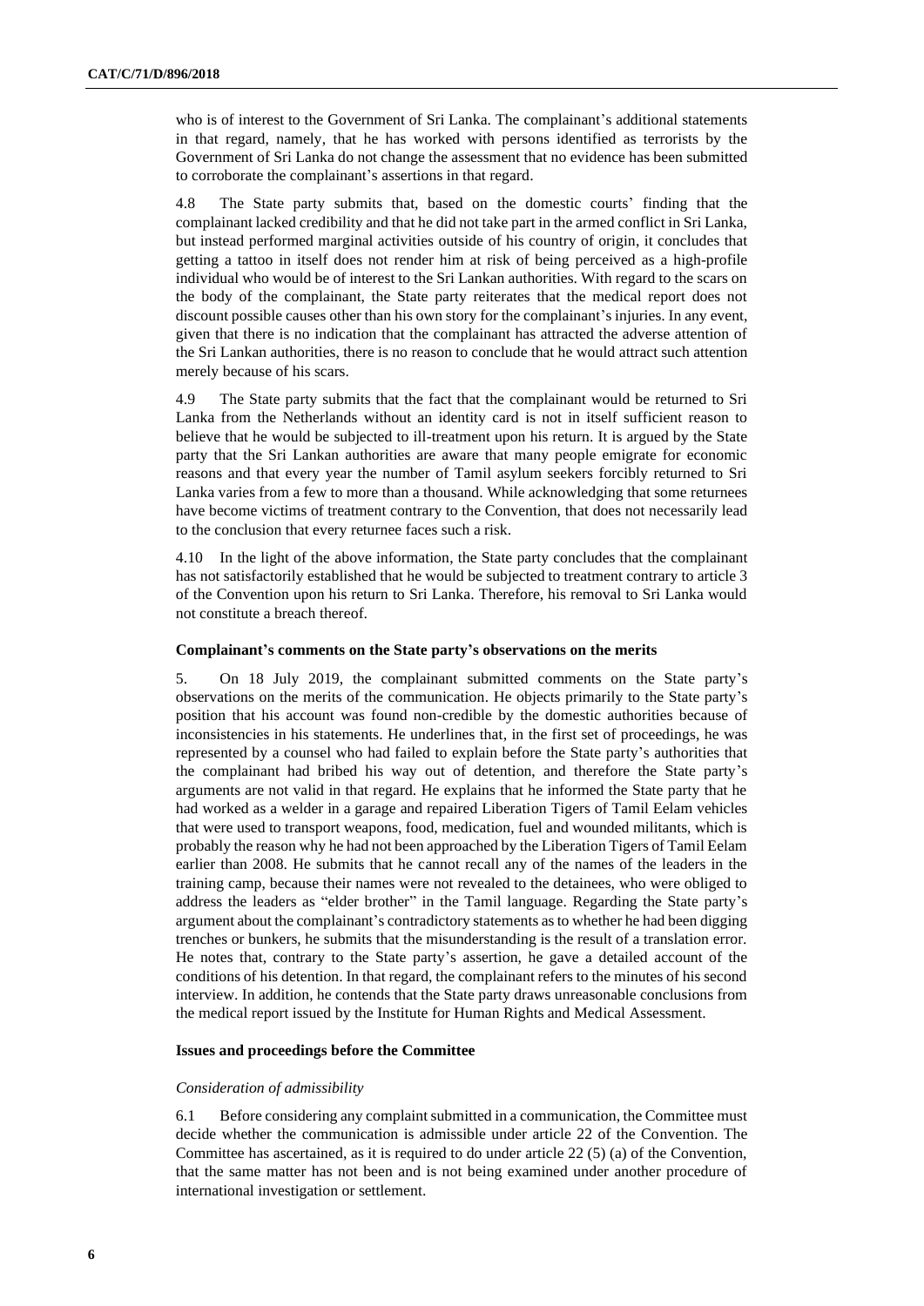who is of interest to the Government of Sri Lanka. The complainant's additional statements in that regard, namely, that he has worked with persons identified as terrorists by the Government of Sri Lanka do not change the assessment that no evidence has been submitted to corroborate the complainant's assertions in that regard.

4.8 The State party submits that, based on the domestic courts' finding that the complainant lacked credibility and that he did not take part in the armed conflict in Sri Lanka, but instead performed marginal activities outside of his country of origin, it concludes that getting a tattoo in itself does not render him at risk of being perceived as a high-profile individual who would be of interest to the Sri Lankan authorities. With regard to the scars on the body of the complainant, the State party reiterates that the medical report does not discount possible causes other than his own story for the complainant's injuries. In any event, given that there is no indication that the complainant has attracted the adverse attention of the Sri Lankan authorities, there is no reason to conclude that he would attract such attention merely because of his scars.

4.9 The State party submits that the fact that the complainant would be returned to Sri Lanka from the Netherlands without an identity card is not in itself sufficient reason to believe that he would be subjected to ill-treatment upon his return. It is argued by the State party that the Sri Lankan authorities are aware that many people emigrate for economic reasons and that every year the number of Tamil asylum seekers forcibly returned to Sri Lanka varies from a few to more than a thousand. While acknowledging that some returnees have become victims of treatment contrary to the Convention, that does not necessarily lead to the conclusion that every returnee faces such a risk.

4.10 In the light of the above information, the State party concludes that the complainant has not satisfactorily established that he would be subjected to treatment contrary to article 3 of the Convention upon his return to Sri Lanka. Therefore, his removal to Sri Lanka would not constitute a breach thereof.

### Complainant's comments on the State party's observations on the merits

5. On 18 July 2019, the complainant submitted comments on the State party's observations on the merits of the communication. He objects primarily to the State party's position that his account was found non-credible by the domestic authorities because of inconsistencies in his statements. He underlines that, in the first set of proceedings, he was represented by a counsel who had failed to explain before the State party's authorities that the complainant had bribed his way out of detention, and therefore the State party's arguments are not valid in that regard. He explains that he informed the State party that he had worked as a welder in a garage and repaired Liberation Tigers of Tamil Eelam vehicles that were used to transport weapons, food, medication, fuel and wounded militants, which is probably the reason why he had not been approached by the Liberation Tigers of Tamil Eelam earlier than 2008. He submits that he cannot recall any of the names of the leaders in the training camp, because their names were not revealed to the detainees, who were obliged to address the leaders as "elder brother" in the Tamil language. Regarding the State party's argument about the complainant's contradictory statements as to whether he had been digging trenches or bunkers, he submits that the misunderstanding is the result of a translation error. He notes that, contrary to the State party's assertion, he gave a detailed account of the conditions of his detention. In that regard, the complainant refers to the minutes of his second interview. In addition, he contends that the State party draws unreasonable conclusions from the medical report issued by the Institute for Human Rights and Medical Assessment.

### Issues and proceedings before the Committee

#### *Consideration of admissibility*

6.1 Before considering any complaint submitted in a communication, the Committee must decide whether the communication is admissible under article 22 of the Convention. The Committee has ascertained, as it is required to do under article 22 (5) (a) of the Convention, that the same matter has not been and is not being examined under another procedure of international investigation or settlement.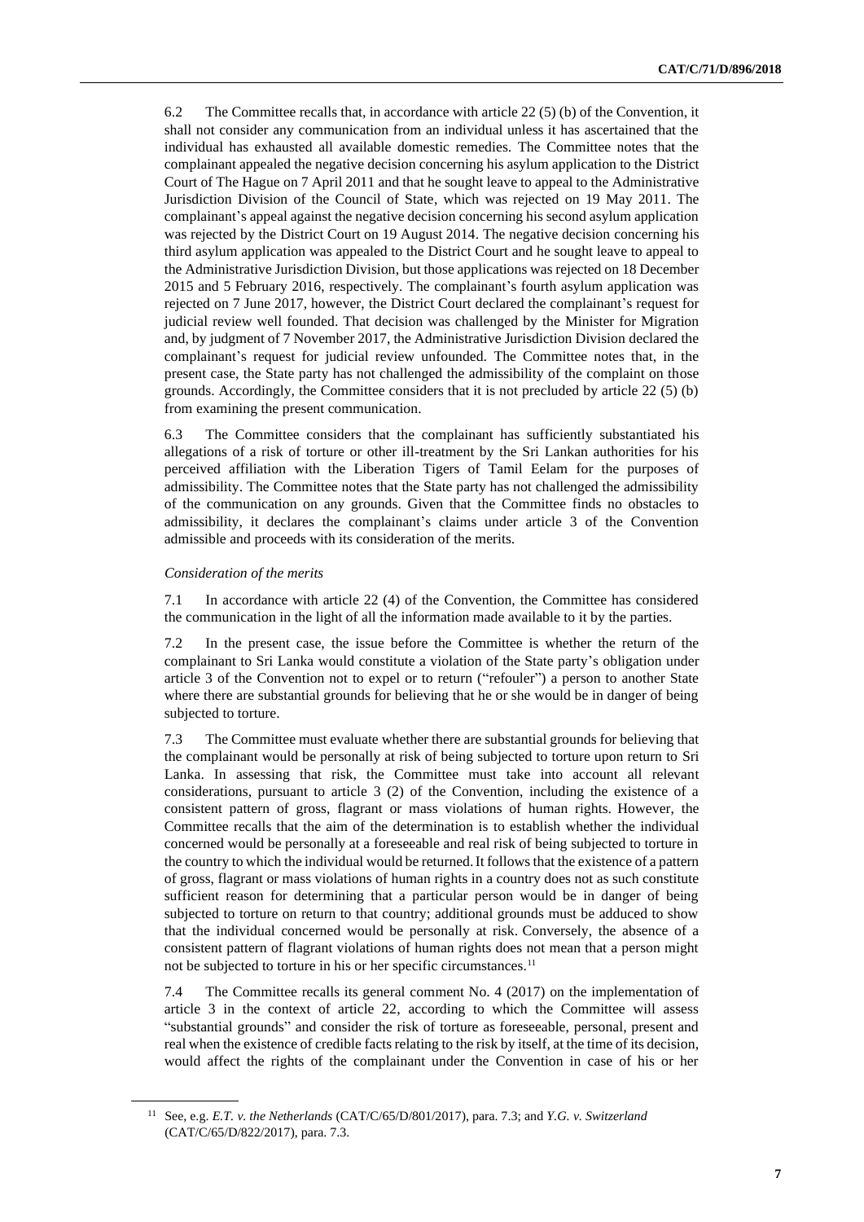6.2 The Committee recalls that, in accordance with article 22 (5) (b) of the Convention, it shall not consider any communication from an individual unless it has ascertained that the individual has exhausted all available domestic remedies. The Committee notes that the complainant appealed the negative decision concerning his asylum application to the District Court of The Hague on 7 April 2011 and that he sought leave to appeal to the Administrative Jurisdiction Division of the Council of State, which was rejected on 19 May 2011. The complainant's appeal against the negative decision concerning his second asylum application was rejected by the District Court on 19 August 2014. The negative decision concerning his third asylum application was appealed to the District Court and he sought leave to appeal to the Administrative Jurisdiction Division, but those applications was rejected on 18 December 2015 and 5 February 2016, respectively. The complainant's fourth asylum application was rejected on 7 June 2017, however, the District Court declared the complainant's request for judicial review well founded. That decision was challenged by the Minister for Migration and, by judgment of 7 November 2017, the Administrative Jurisdiction Division declared the complainant's request for judicial review unfounded. The Committee notes that, in the present case, the State party has not challenged the admissibility of the complaint on those grounds. Accordingly, the Committee considers that it is not precluded by article 22 (5) (b) from examining the present communication.

6.3 The Committee considers that the complainant has sufficiently substantiated his allegations of a risk of torture or other ill-treatment by the Sri Lankan authorities for his perceived affiliation with the Liberation Tigers of Tamil Eelam for the purposes of admissibility. The Committee notes that the State party has not challenged the admissibility of the communication on any grounds. Given that the Committee finds no obstacles to admissibility, it declares the complainant's claims under article 3 of the Convention admissible and proceeds with its consideration of the merits.

*Consideration of the merits*

7.1 In accordance with article 22 (4) of the Convention, the Committee has considered the communication in the light of all the information made available to it by the parties.

7.2 In the present case, the issue before the Committee is whether the return of the complainant to Sri Lanka would constitute a violation of the State party's obligation under article 3 of the Convention not to expel or to return ("refouler") a person to another State where there are substantial grounds for believing that he or she would be in danger of being subjected to torture.

7.3 The Committee must evaluate whether there are substantial grounds for believing that the complainant would be personally at risk of being subjected to torture upon return to Sri Lanka. In assessing that risk, the Committee must take into account all relevant considerations, pursuant to article 3 (2) of the Convention, including the existence of a consistent pattern of gross, flagrant or mass violations of human rights. However, the Committee recalls that the aim of the determination is to establish whether the individual concerned would be personally at a foreseeable and real risk of being subjected to torture in the country to which the individual would be returned. It follows that the existence of a pattern of gross, flagrant or mass violations of human rights in a country does not as such constitute sufficient reason for determining that a particular person would be in danger of being subjected to torture on return to that country; additional grounds must be adduced to show that the individual concerned would be personally at risk. Conversely, the absence of a consistent pattern of flagrant violations of human rights does not mean that a person might not be subjected to torture in his or her specific circumstances.[11]

7.4 The Committee recalls its general comment No. 4 (2017) on the implementation of article 3 in the context of article 22, according to which the Committee will assess "substantial grounds" and consider the risk of torture as foreseeable, personal, present and real when the existence of credible facts relating to the risk by itself, at the time of its decision, would affect the rights of the complainant under the Convention in case of his or her

[11] See, e.g. *E.T. v. the Netherlands* (CAT/C/65/D/801/2017), para. 7.3; and *Y.G. v. Switzerland* (CAT/C/65/D/822/2017), para. 7.3.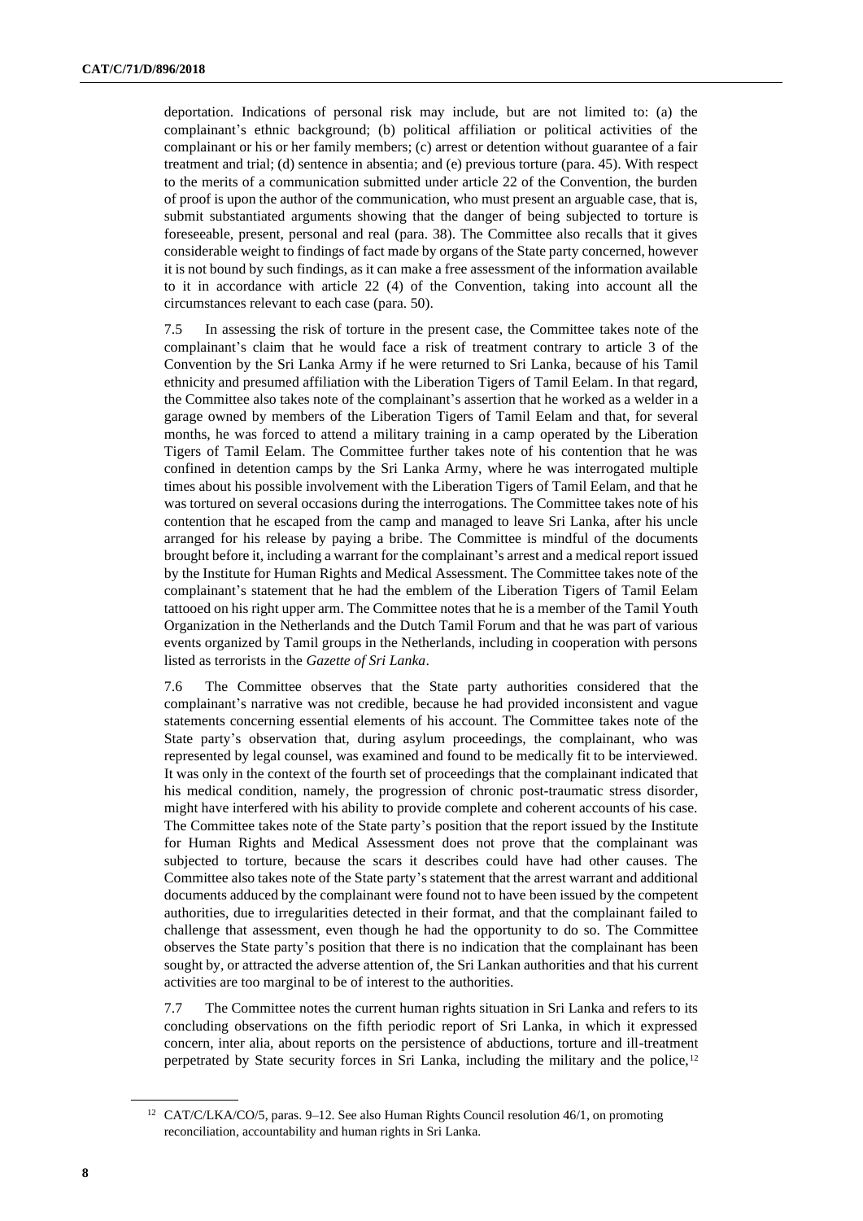deportation. Indications of personal risk may include, but are not limited to: (a) the complainant's ethnic background; (b) political affiliation or political activities of the complainant or his or her family members; (c) arrest or detention without guarantee of a fair treatment and trial; (d) sentence in absentia; and (e) previous torture (para. 45). With respect to the merits of a communication submitted under article 22 of the Convention, the burden of proof is upon the author of the communication, who must present an arguable case, that is, submit substantiated arguments showing that the danger of being subjected to torture is foreseeable, present, personal and real (para. 38). The Committee also recalls that it gives considerable weight to findings of fact made by organs of the State party concerned, however it is not bound by such findings, as it can make a free assessment of the information available to it in accordance with article 22 (4) of the Convention, taking into account all the circumstances relevant to each case (para. 50).

7.5 In assessing the risk of torture in the present case, the Committee takes note of the complainant's claim that he would face a risk of treatment contrary to article 3 of the Convention by the Sri Lanka Army if he were returned to Sri Lanka, because of his Tamil ethnicity and presumed affiliation with the Liberation Tigers of Tamil Eelam. In that regard, the Committee also takes note of the complainant's assertion that he worked as a welder in a garage owned by members of the Liberation Tigers of Tamil Eelam and that, for several months, he was forced to attend a military training in a camp operated by the Liberation Tigers of Tamil Eelam. The Committee further takes note of his contention that he was confined in detention camps by the Sri Lanka Army, where he was interrogated multiple times about his possible involvement with the Liberation Tigers of Tamil Eelam, and that he was tortured on several occasions during the interrogations. The Committee takes note of his contention that he escaped from the camp and managed to leave Sri Lanka, after his uncle arranged for his release by paying a bribe. The Committee is mindful of the documents brought before it, including a warrant for the complainant's arrest and a medical report issued by the Institute for Human Rights and Medical Assessment. The Committee takes note of the complainant's statement that he had the emblem of the Liberation Tigers of Tamil Eelam tattooed on his right upper arm. The Committee notes that he is a member of the Tamil Youth Organization in the Netherlands and the Dutch Tamil Forum and that he was part of various events organized by Tamil groups in the Netherlands, including in cooperation with persons listed as terrorists in the *Gazette of Sri Lanka*.

7.6 The Committee observes that the State party authorities considered that the complainant's narrative was not credible, because he had provided inconsistent and vague statements concerning essential elements of his account. The Committee takes note of the State party's observation that, during asylum proceedings, the complainant, who was represented by legal counsel, was examined and found to be medically fit to be interviewed. It was only in the context of the fourth set of proceedings that the complainant indicated that his medical condition, namely, the progression of chronic post-traumatic stress disorder, might have interfered with his ability to provide complete and coherent accounts of his case. The Committee takes note of the State party's position that the report issued by the Institute for Human Rights and Medical Assessment does not prove that the complainant was subjected to torture, because the scars it describes could have had other causes. The Committee also takes note of the State party's statement that the arrest warrant and additional documents adduced by the complainant were found not to have been issued by the competent authorities, due to irregularities detected in their format, and that the complainant failed to challenge that assessment, even though he had the opportunity to do so. The Committee observes the State party's position that there is no indication that the complainant has been sought by, or attracted the adverse attention of, the Sri Lankan authorities and that his current activities are too marginal to be of interest to the authorities.

7.7 The Committee notes the current human rights situation in Sri Lanka and refers to its concluding observations on the fifth periodic report of Sri Lanka, in which it expressed concern, inter alia, about reports on the persistence of abductions, torture and ill-treatment perpetrated by State security forces in Sri Lanka, including the military and the police,[12]

[12] CAT/C/LKA/CO/5, paras. 9–12. See also Human Rights Council resolution 46/1, on promoting reconciliation, accountability and human rights in Sri Lanka.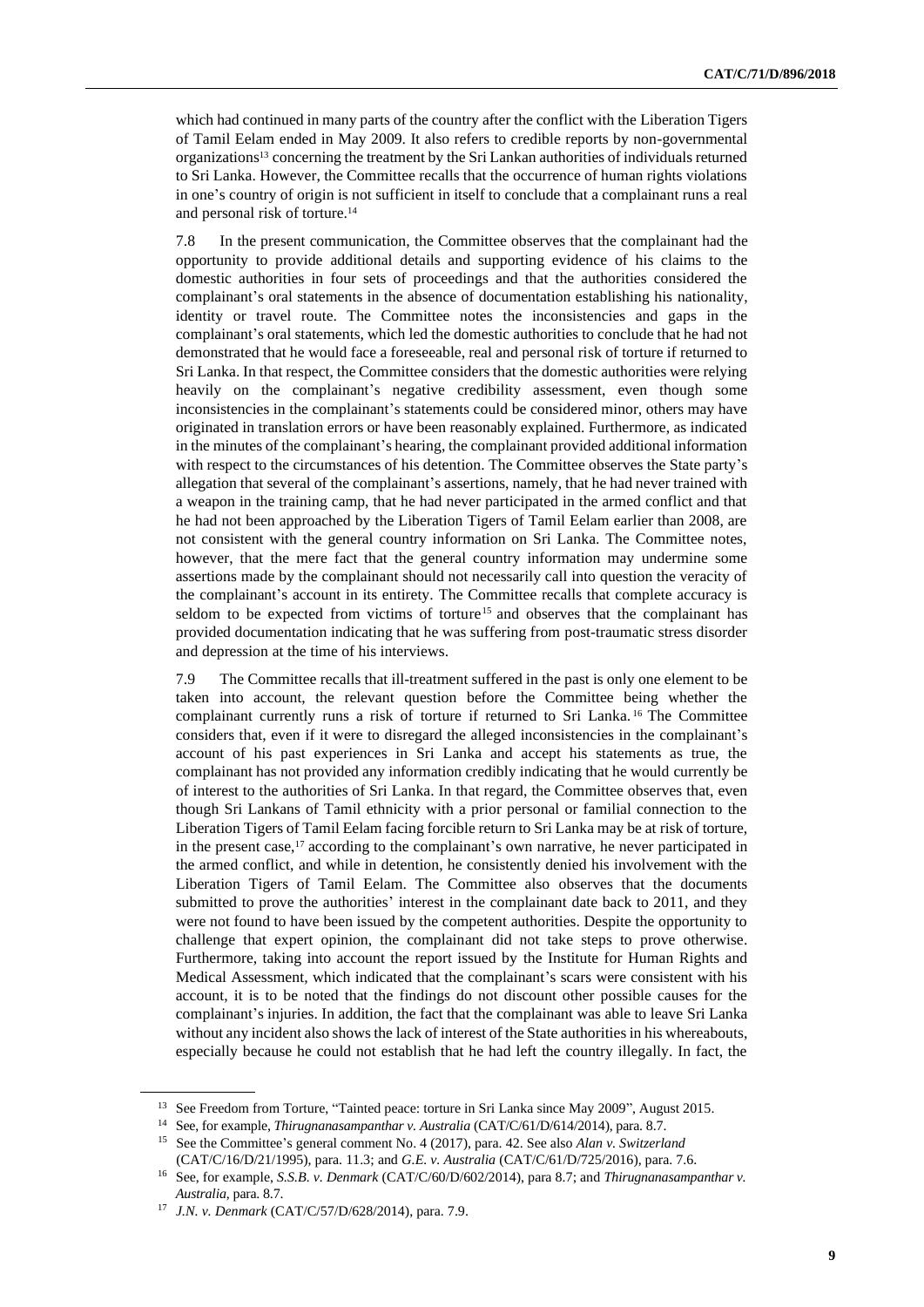which had continued in many parts of the country after the conflict with the Liberation Tigers of Tamil Eelam ended in May 2009. It also refers to credible reports by non-governmental organizations[13] concerning the treatment by the Sri Lankan authorities of individuals returned to Sri Lanka. However, the Committee recalls that the occurrence of human rights violations in one's country of origin is not sufficient in itself to conclude that a complainant runs a real and personal risk of torture.[14]

7.8 In the present communication, the Committee observes that the complainant had the opportunity to provide additional details and supporting evidence of his claims to the domestic authorities in four sets of proceedings and that the authorities considered the complainant's oral statements in the absence of documentation establishing his nationality, identity or travel route. The Committee notes the inconsistencies and gaps in the complainant's oral statements, which led the domestic authorities to conclude that he had not demonstrated that he would face a foreseeable, real and personal risk of torture if returned to Sri Lanka. In that respect, the Committee considers that the domestic authorities were relying heavily on the complainant's negative credibility assessment, even though some inconsistencies in the complainant's statements could be considered minor, others may have originated in translation errors or have been reasonably explained. Furthermore, as indicated in the minutes of the complainant's hearing, the complainant provided additional information with respect to the circumstances of his detention. The Committee observes the State party's allegation that several of the complainant's assertions, namely, that he had never trained with a weapon in the training camp, that he had never participated in the armed conflict and that he had not been approached by the Liberation Tigers of Tamil Eelam earlier than 2008, are not consistent with the general country information on Sri Lanka. The Committee notes, however, that the mere fact that the general country information may undermine some assertions made by the complainant should not necessarily call into question the veracity of the complainant's account in its entirety. The Committee recalls that complete accuracy is seldom to be expected from victims of torture[15] and observes that the complainant has provided documentation indicating that he was suffering from post-traumatic stress disorder and depression at the time of his interviews.

7.9 The Committee recalls that ill-treatment suffered in the past is only one element to be taken into account, the relevant question before the Committee being whether the complainant currently runs a risk of torture if returned to Sri Lanka.[16] The Committee considers that, even if it were to disregard the alleged inconsistencies in the complainant's account of his past experiences in Sri Lanka and accept his statements as true, the complainant has not provided any information credibly indicating that he would currently be of interest to the authorities of Sri Lanka. In that regard, the Committee observes that, even though Sri Lankans of Tamil ethnicity with a prior personal or familial connection to the Liberation Tigers of Tamil Eelam facing forcible return to Sri Lanka may be at risk of torture, in the present case,[17] according to the complainant's own narrative, he never participated in the armed conflict, and while in detention, he consistently denied his involvement with the Liberation Tigers of Tamil Eelam. The Committee also observes that the documents submitted to prove the authorities' interest in the complainant date back to 2011, and they were not found to have been issued by the competent authorities. Despite the opportunity to challenge that expert opinion, the complainant did not take steps to prove otherwise. Furthermore, taking into account the report issued by the Institute for Human Rights and Medical Assessment, which indicated that the complainant's scars were consistent with his account, it is to be noted that the findings do not discount other possible causes for the complainant's injuries. In addition, the fact that the complainant was able to leave Sri Lanka without any incident also shows the lack of interest of the State authorities in his whereabouts, especially because he could not establish that he had left the country illegally. In fact, the

---

[13] See Freedom from Torture, "Tainted peace: torture in Sri Lanka since May 2009", August 2015.

[14] See, for example, *Thirugnanasampanthar v. Australia* (CAT/C/61/D/614/2014), para. 8.7.

[15] See the Committee's general comment No. 4 (2017), para. 42. See also *Alan v. Switzerland* (CAT/C/16/D/21/1995), para. 11.3; and *G.E. v. Australia* (CAT/C/61/D/725/2016), para. 7.6.

[16] See, for example, *S.S.B. v. Denmark* (CAT/C/60/D/602/2014), para 8.7; and *Thirugnanasampanthar v. Australia*, para. 8.7.

[17] *J.N. v. Denmark* (CAT/C/57/D/628/2014), para. 7.9.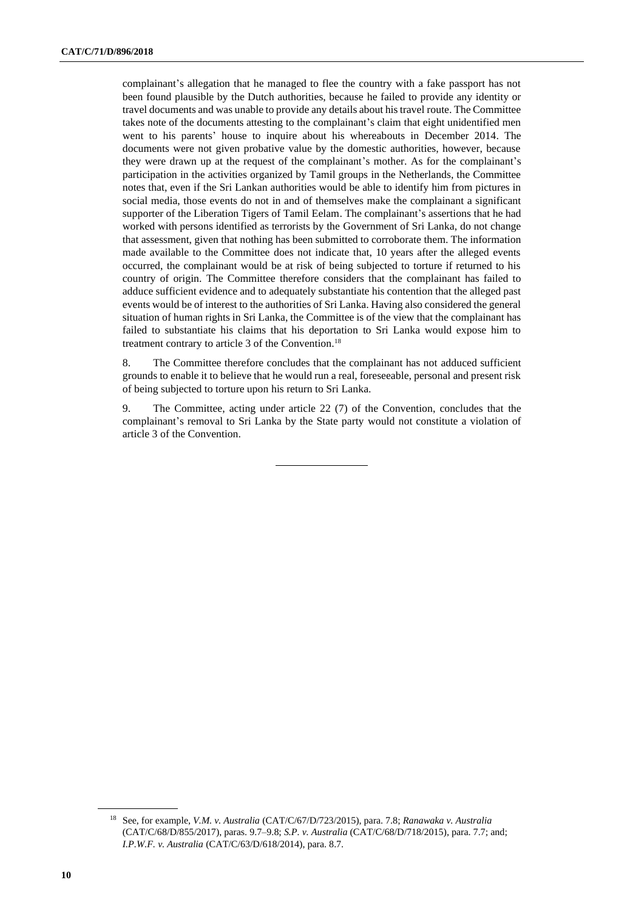complainant's allegation that he managed to flee the country with a fake passport has not been found plausible by the Dutch authorities, because he failed to provide any identity or travel documents and was unable to provide any details about his travel route. The Committee takes note of the documents attesting to the complainant's claim that eight unidentified men went to his parents' house to inquire about his whereabouts in December 2014. The documents were not given probative value by the domestic authorities, however, because they were drawn up at the request of the complainant's mother. As for the complainant's participation in the activities organized by Tamil groups in the Netherlands, the Committee notes that, even if the Sri Lankan authorities would be able to identify him from pictures in social media, those events do not in and of themselves make the complainant a significant supporter of the Liberation Tigers of Tamil Eelam. The complainant's assertions that he had worked with persons identified as terrorists by the Government of Sri Lanka, do not change that assessment, given that nothing has been submitted to corroborate them. The information made available to the Committee does not indicate that, 10 years after the alleged events occurred, the complainant would be at risk of being subjected to torture if returned to his country of origin. The Committee therefore considers that the complainant has failed to adduce sufficient evidence and to adequately substantiate his contention that the alleged past events would be of interest to the authorities of Sri Lanka. Having also considered the general situation of human rights in Sri Lanka, the Committee is of the view that the complainant has failed to substantiate his claims that his deportation to Sri Lanka would expose him to treatment contrary to article 3 of the Convention.[18]

8. The Committee therefore concludes that the complainant has not adduced sufficient grounds to enable it to believe that he would run a real, foreseeable, personal and present risk of being subjected to torture upon his return to Sri Lanka.

9. The Committee, acting under article 22 (7) of the Convention, concludes that the complainant's removal to Sri Lanka by the State party would not constitute a violation of article 3 of the Convention.

---

[18] See, for example, *V.M. v. Australia* (CAT/C/67/D/723/2015), para. 7.8; *Ranawaka v. Australia* (CAT/C/68/D/855/2017), paras. 9.7–9.8; *S.P. v. Australia* (CAT/C/68/D/718/2015), para. 7.7; and; *I.P.W.F. v. Australia* (CAT/C/63/D/618/2014), para. 8.7.